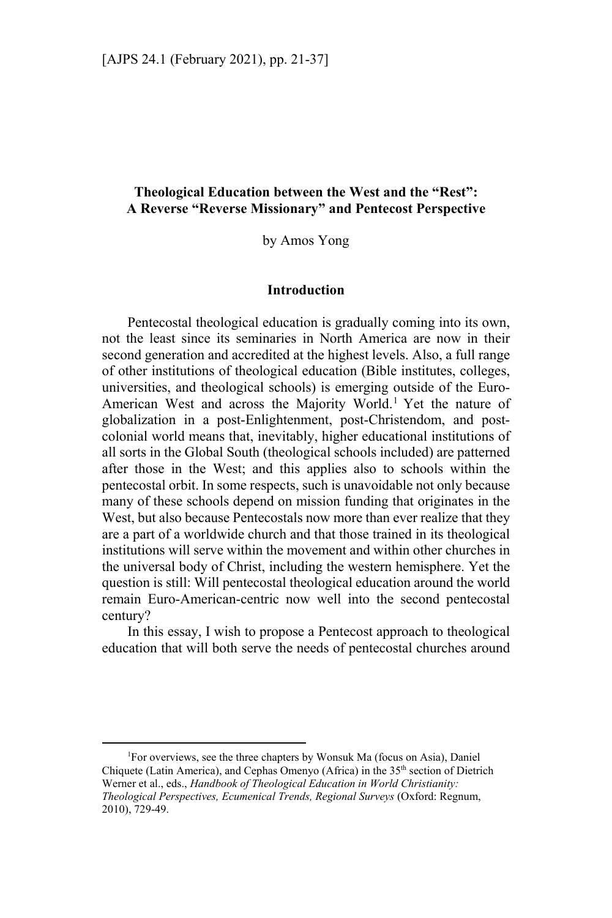# Theological Education between the West and the "Rest": A Reverse "Reverse Missionary" and Pentecost Perspective

by Amos Yong

## Introduction

Pentecostal theological education is gradually coming into its own, not the least since its seminaries in North America are now in their second generation and accredited at the highest levels. Also, a full range of other institutions of theological education (Bible institutes, colleges, universities, and theological schools) is emerging outside of the Euro-American West and across the Majority World.[1] Yet the nature of globalization in a post-Enlightenment, post-Christendom, and post-colonial world means that, inevitably, higher educational institutions of all sorts in the Global South (theological schools included) are patterned after those in the West; and this applies also to schools within the pentecostal orbit. In some respects, such is unavoidable not only because many of these schools depend on mission funding that originates in the West, but also because Pentecostals now more than ever realize that they are a part of a worldwide church and that those trained in its theological institutions will serve within the movement and within other churches in the universal body of Christ, including the western hemisphere. Yet the question is still: Will pentecostal theological education around the world remain Euro-American-centric now well into the second pentecostal century?

In this essay, I wish to propose a Pentecost approach to theological education that will both serve the needs of pentecostal churches around

[1]For overviews, see the three chapters by Wonsuk Ma (focus on Asia), Daniel Chiquete (Latin America), and Cephas Omenyo (Africa) in the 35th section of Dietrich Werner et al., eds., *Handbook of Theological Education in World Christianity: Theological Perspectives, Ecumenical Trends, Regional Surveys* (Oxford: Regnum, 2010), 729-49.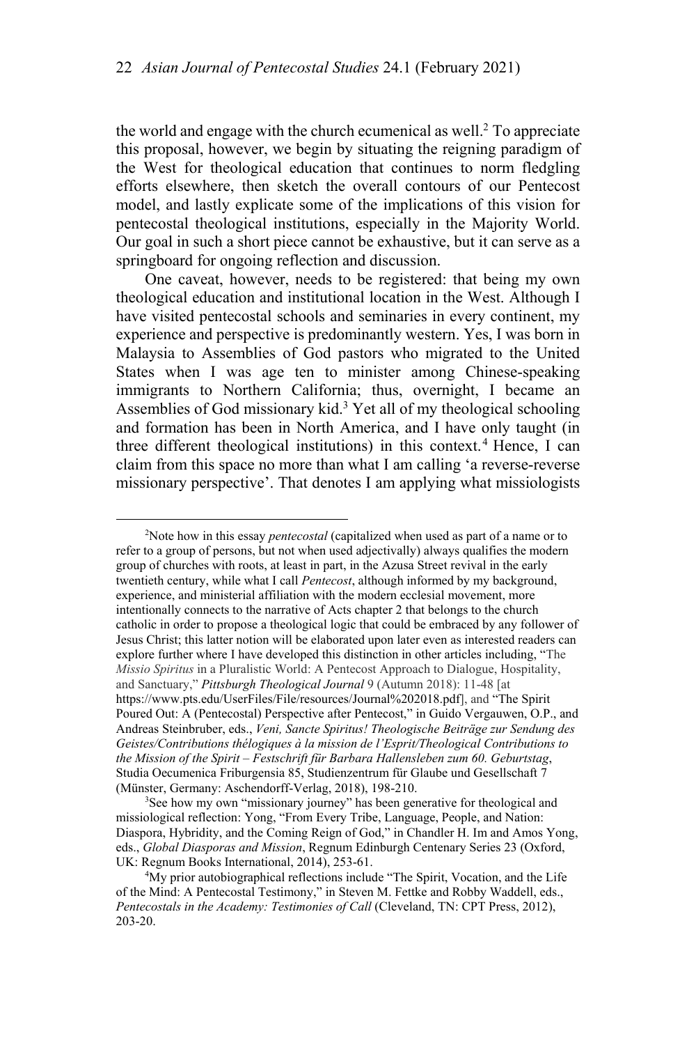the world and engage with the church ecumenical as well.[2] To appreciate this proposal, however, we begin by situating the reigning paradigm of the West for theological education that continues to norm fledgling efforts elsewhere, then sketch the overall contours of our Pentecost model, and lastly explicate some of the implications of this vision for pentecostal theological institutions, especially in the Majority World. Our goal in such a short piece cannot be exhaustive, but it can serve as a springboard for ongoing reflection and discussion.

One caveat, however, needs to be registered: that being my own theological education and institutional location in the West. Although I have visited pentecostal schools and seminaries in every continent, my experience and perspective is predominantly western. Yes, I was born in Malaysia to Assemblies of God pastors who migrated to the United States when I was age ten to minister among Chinese-speaking immigrants to Northern California; thus, overnight, I became an Assemblies of God missionary kid.[3] Yet all of my theological schooling and formation has been in North America, and I have only taught (in three different theological institutions) in this context.[4] Hence, I can claim from this space no more than what I am calling 'a reverse-reverse missionary perspective'. That denotes I am applying what missiologists

---

[2]Note how in this essay *pentecostal* (capitalized when used as part of a name or to refer to a group of persons, but not when used adjectivally) always qualifies the modern group of churches with roots, at least in part, in the Azusa Street revival in the early twentieth century, while what I call *Pentecost*, although informed by my background, experience, and ministerial affiliation with the modern ecclesial movement, more intentionally connects to the narrative of Acts chapter 2 that belongs to the church catholic in order to propose a theological logic that could be embraced by any follower of Jesus Christ; this latter notion will be elaborated upon later even as interested readers can explore further where I have developed this distinction in other articles including, "The *Missio Spiritus* in a Pluralistic World: A Pentecost Approach to Dialogue, Hospitality, and Sanctuary," *Pittsburgh Theological Journal* 9 (Autumn 2018): 11-48 [at https://www.pts.edu/UserFiles/File/resources/Journal%202018.pdf], and "The Spirit Poured Out: A (Pentecostal) Perspective after Pentecost," in Guido Vergauwen, O.P., and Andreas Steinbruber, eds., *Veni, Sancte Spiritus! Theologische Beiträge zur Sendung des Geistes/Contributions thélogiques à la mission de l'Esprit/Theological Contributions to the Mission of the Spirit – Festschrift für Barbara Hallensleben zum 60. Geburtstag*, Studia Oecumenica Friburgensia 85, Studienzentrum für Glaube und Gesellschaft 7 (Münster, Germany: Aschendorff-Verlag, 2018), 198-210.

[3]See how my own "missionary journey" has been generative for theological and missiological reflection: Yong, "From Every Tribe, Language, People, and Nation: Diaspora, Hybridity, and the Coming Reign of God," in Chandler H. Im and Amos Yong, eds., *Global Diasporas and Mission*, Regnum Edinburgh Centenary Series 23 (Oxford, UK: Regnum Books International, 2014), 253-61.

[4]My prior autobiographical reflections include "The Spirit, Vocation, and the Life of the Mind: A Pentecostal Testimony," in Steven M. Fettke and Robby Waddell, eds., *Pentecostals in the Academy: Testimonies of Call* (Cleveland, TN: CPT Press, 2012), 203-20.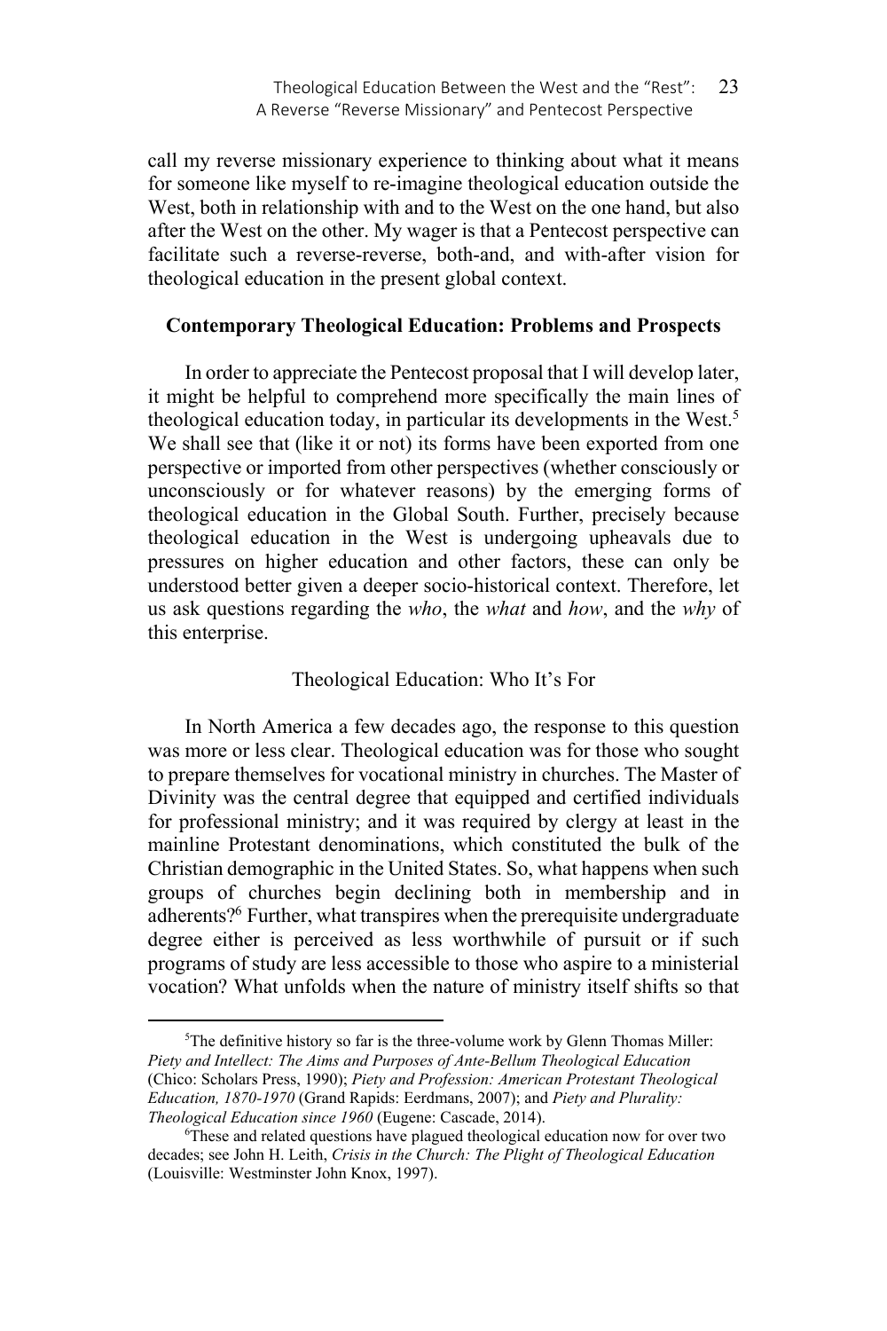call my reverse missionary experience to thinking about what it means for someone like myself to re-imagine theological education outside the West, both in relationship with and to the West on the one hand, but also after the West on the other. My wager is that a Pentecost perspective can facilitate such a reverse-reverse, both-and, and with-after vision for theological education in the present global context.

## Contemporary Theological Education: Problems and Prospects

In order to appreciate the Pentecost proposal that I will develop later, it might be helpful to comprehend more specifically the main lines of theological education today, in particular its developments in the West.[5] We shall see that (like it or not) its forms have been exported from one perspective or imported from other perspectives (whether consciously or unconsciously or for whatever reasons) by the emerging forms of theological education in the Global South. Further, precisely because theological education in the West is undergoing upheavals due to pressures on higher education and other factors, these can only be understood better given a deeper socio-historical context. Therefore, let us ask questions regarding the *who*, the *what* and *how*, and the *why* of this enterprise.

### Theological Education: Who It's For

In North America a few decades ago, the response to this question was more or less clear. Theological education was for those who sought to prepare themselves for vocational ministry in churches. The Master of Divinity was the central degree that equipped and certified individuals for professional ministry; and it was required by clergy at least in the mainline Protestant denominations, which constituted the bulk of the Christian demographic in the United States. So, what happens when such groups of churches begin declining both in membership and in adherents?[6] Further, what transpires when the prerequisite undergraduate degree either is perceived as less worthwhile of pursuit or if such programs of study are less accessible to those who aspire to a ministerial vocation? What unfolds when the nature of ministry itself shifts so that

---

[5] The definitive history so far is the three-volume work by Glenn Thomas Miller: *Piety and Intellect: The Aims and Purposes of Ante-Bellum Theological Education* (Chico: Scholars Press, 1990); *Piety and Profession: American Protestant Theological Education, 1870-1970* (Grand Rapids: Eerdmans, 2007); and *Piety and Plurality: Theological Education since 1960* (Eugene: Cascade, 2014).

[6] These and related questions have plagued theological education now for over two decades; see John H. Leith, *Crisis in the Church: The Plight of Theological Education* (Louisville: Westminster John Knox, 1997).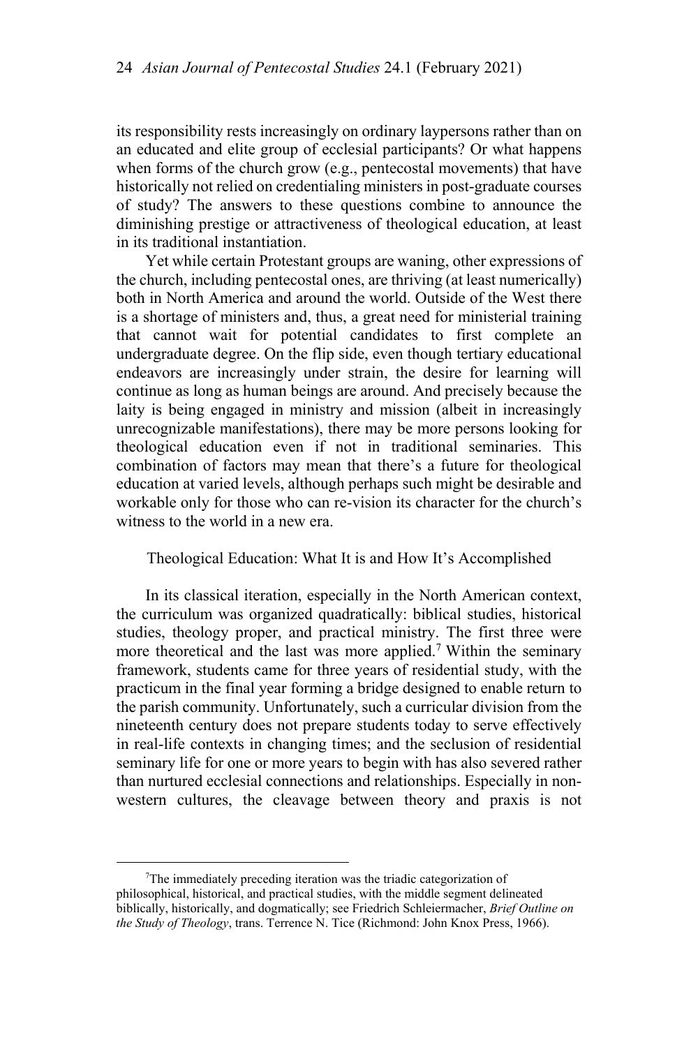its responsibility rests increasingly on ordinary laypersons rather than on an educated and elite group of ecclesial participants? Or what happens when forms of the church grow (e.g., pentecostal movements) that have historically not relied on credentialing ministers in post-graduate courses of study? The answers to these questions combine to announce the diminishing prestige or attractiveness of theological education, at least in its traditional instantiation.

Yet while certain Protestant groups are waning, other expressions of the church, including pentecostal ones, are thriving (at least numerically) both in North America and around the world. Outside of the West there is a shortage of ministers and, thus, a great need for ministerial training that cannot wait for potential candidates to first complete an undergraduate degree. On the flip side, even though tertiary educational endeavors are increasingly under strain, the desire for learning will continue as long as human beings are around. And precisely because the laity is being engaged in ministry and mission (albeit in increasingly unrecognizable manifestations), there may be more persons looking for theological education even if not in traditional seminaries. This combination of factors may mean that there's a future for theological education at varied levels, although perhaps such might be desirable and workable only for those who can re-vision its character for the church's witness to the world in a new era.

## Theological Education: What It is and How It's Accomplished

In its classical iteration, especially in the North American context, the curriculum was organized quadratically: biblical studies, historical studies, theology proper, and practical ministry. The first three were more theoretical and the last was more applied.[7] Within the seminary framework, students came for three years of residential study, with the practicum in the final year forming a bridge designed to enable return to the parish community. Unfortunately, such a curricular division from the nineteenth century does not prepare students today to serve effectively in real-life contexts in changing times; and the seclusion of residential seminary life for one or more years to begin with has also severed rather than nurtured ecclesial connections and relationships. Especially in non-western cultures, the cleavage between theory and praxis is not

---

[7]The immediately preceding iteration was the triadic categorization of philosophical, historical, and practical studies, with the middle segment delineated biblically, historically, and dogmatically; see Friedrich Schleiermacher, *Brief Outline on the Study of Theology*, trans. Terrence N. Tice (Richmond: John Knox Press, 1966).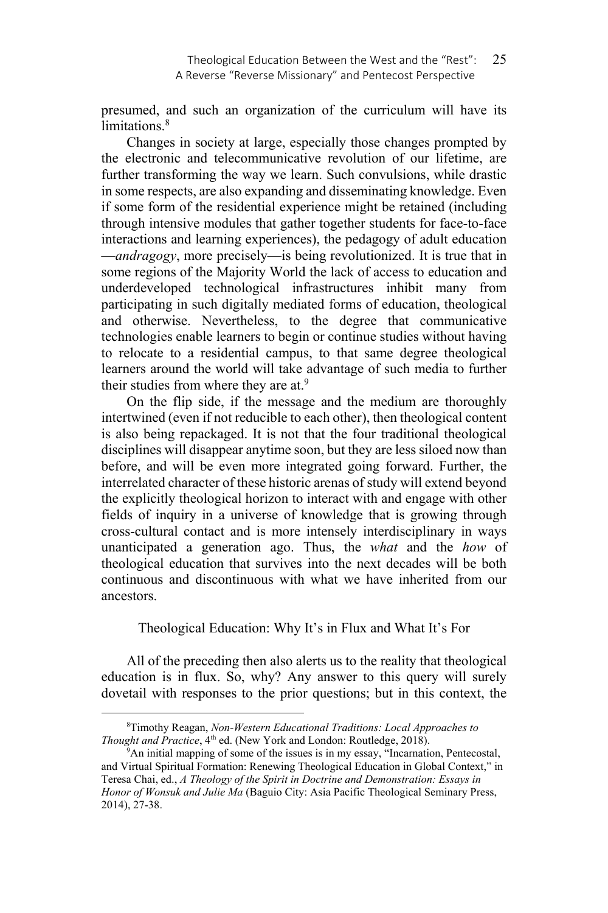presumed, and such an organization of the curriculum will have its limitations.[8]

Changes in society at large, especially those changes prompted by the electronic and telecommunicative revolution of our lifetime, are further transforming the way we learn. Such convulsions, while drastic in some respects, are also expanding and disseminating knowledge. Even if some form of the residential experience might be retained (including through intensive modules that gather together students for face-to-face interactions and learning experiences), the pedagogy of adult education —*andragogy*, more precisely—is being revolutionized. It is true that in some regions of the Majority World the lack of access to education and underdeveloped technological infrastructures inhibit many from participating in such digitally mediated forms of education, theological and otherwise. Nevertheless, to the degree that communicative technologies enable learners to begin or continue studies without having to relocate to a residential campus, to that same degree theological learners around the world will take advantage of such media to further their studies from where they are at.[9]

On the flip side, if the message and the medium are thoroughly intertwined (even if not reducible to each other), then theological content is also being repackaged. It is not that the four traditional theological disciplines will disappear anytime soon, but they are less siloed now than before, and will be even more integrated going forward. Further, the interrelated character of these historic arenas of study will extend beyond the explicitly theological horizon to interact with and engage with other fields of inquiry in a universe of knowledge that is growing through cross-cultural contact and is more intensely interdisciplinary in ways unanticipated a generation ago. Thus, the *what* and the *how* of theological education that survives into the next decades will be both continuous and discontinuous with what we have inherited from our ancestors.

## Theological Education: Why It's in Flux and What It's For

All of the preceding then also alerts us to the reality that theological education is in flux. So, why? Any answer to this query will surely dovetail with responses to the prior questions; but in this context, the

---

[8] Timothy Reagan, *Non-Western Educational Traditions: Local Approaches to Thought and Practice*, 4th ed. (New York and London: Routledge, 2018).

[9] An initial mapping of some of the issues is in my essay, "Incarnation, Pentecostal, and Virtual Spiritual Formation: Renewing Theological Education in Global Context," in Teresa Chai, ed., *A Theology of the Spirit in Doctrine and Demonstration: Essays in Honor of Wonsuk and Julie Ma* (Baguio City: Asia Pacific Theological Seminary Press, 2014), 27-38.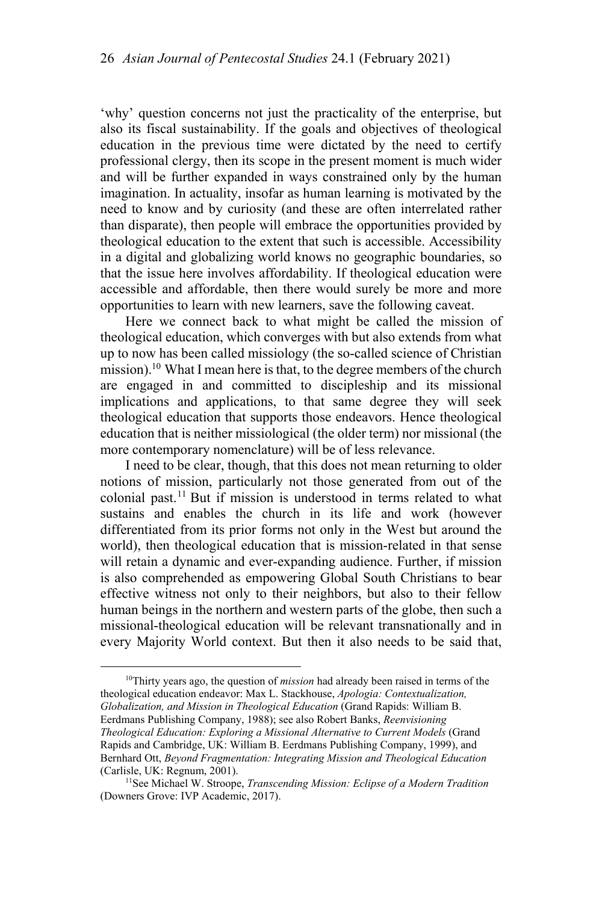'why' question concerns not just the practicality of the enterprise, but also its fiscal sustainability. If the goals and objectives of theological education in the previous time were dictated by the need to certify professional clergy, then its scope in the present moment is much wider and will be further expanded in ways constrained only by the human imagination. In actuality, insofar as human learning is motivated by the need to know and by curiosity (and these are often interrelated rather than disparate), then people will embrace the opportunities provided by theological education to the extent that such is accessible. Accessibility in a digital and globalizing world knows no geographic boundaries, so that the issue here involves affordability. If theological education were accessible and affordable, then there would surely be more and more opportunities to learn with new learners, save the following caveat.

Here we connect back to what might be called the mission of theological education, which converges with but also extends from what up to now has been called missiology (the so-called science of Christian mission).[10] What I mean here is that, to the degree members of the church are engaged in and committed to discipleship and its missional implications and applications, to that same degree they will seek theological education that supports those endeavors. Hence theological education that is neither missiological (the older term) nor missional (the more contemporary nomenclature) will be of less relevance.

I need to be clear, though, that this does not mean returning to older notions of mission, particularly not those generated from out of the colonial past.[11] But if mission is understood in terms related to what sustains and enables the church in its life and work (however differentiated from its prior forms not only in the West but around the world), then theological education that is mission-related in that sense will retain a dynamic and ever-expanding audience. Further, if mission is also comprehended as empowering Global South Christians to bear effective witness not only to their neighbors, but also to their fellow human beings in the northern and western parts of the globe, then such a missional-theological education will be relevant transnationally and in every Majority World context. But then it also needs to be said that,

---

[10]Thirty years ago, the question of *mission* had already been raised in terms of the theological education endeavor: Max L. Stackhouse, *Apologia: Contextualization, Globalization, and Mission in Theological Education* (Grand Rapids: William B. Eerdmans Publishing Company, 1988); see also Robert Banks, *Reenvisioning Theological Education: Exploring a Missional Alternative to Current Models* (Grand Rapids and Cambridge, UK: William B. Eerdmans Publishing Company, 1999), and Bernhard Ott, *Beyond Fragmentation: Integrating Mission and Theological Education* (Carlisle, UK: Regnum, 2001).

[11]See Michael W. Stroope, *Transcending Mission: Eclipse of a Modern Tradition* (Downers Grove: IVP Academic, 2017).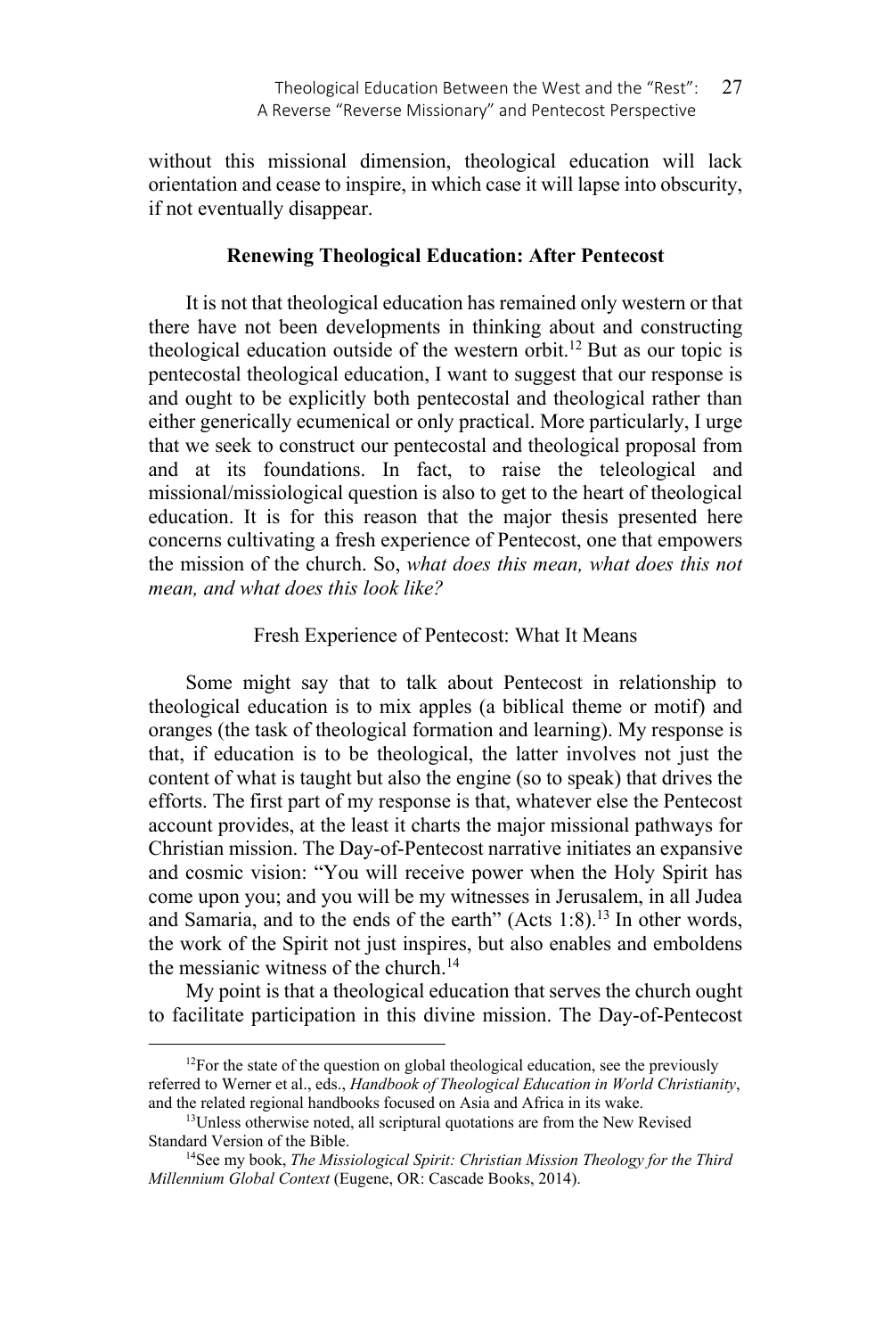without this missional dimension, theological education will lack orientation and cease to inspire, in which case it will lapse into obscurity, if not eventually disappear.

## Renewing Theological Education: After Pentecost

It is not that theological education has remained only western or that there have not been developments in thinking about and constructing theological education outside of the western orbit.[12] But as our topic is pentecostal theological education, I want to suggest that our response is and ought to be explicitly both pentecostal and theological rather than either generically ecumenical or only practical. More particularly, I urge that we seek to construct our pentecostal and theological proposal from and at its foundations. In fact, to raise the teleological and missional/missiological question is also to get to the heart of theological education. It is for this reason that the major thesis presented here concerns cultivating a fresh experience of Pentecost, one that empowers the mission of the church. So, *what does this mean, what does this not mean, and what does this look like?*

### Fresh Experience of Pentecost: What It Means

Some might say that to talk about Pentecost in relationship to theological education is to mix apples (a biblical theme or motif) and oranges (the task of theological formation and learning). My response is that, if education is to be theological, the latter involves not just the content of what is taught but also the engine (so to speak) that drives the efforts. The first part of my response is that, whatever else the Pentecost account provides, at the least it charts the major missional pathways for Christian mission. The Day-of-Pentecost narrative initiates an expansive and cosmic vision: "You will receive power when the Holy Spirit has come upon you; and you will be my witnesses in Jerusalem, in all Judea and Samaria, and to the ends of the earth" (Acts 1:8).[13] In other words, the work of the Spirit not just inspires, but also enables and emboldens the messianic witness of the church.[14]

My point is that a theological education that serves the church ought to facilitate participation in this divine mission. The Day-of-Pentecost

---

[12]For the state of the question on global theological education, see the previously referred to Werner et al., eds., *Handbook of Theological Education in World Christianity*, and the related regional handbooks focused on Asia and Africa in its wake.

[13]Unless otherwise noted, all scriptural quotations are from the New Revised Standard Version of the Bible.

[14]See my book, *The Missiological Spirit: Christian Mission Theology for the Third Millennium Global Context* (Eugene, OR: Cascade Books, 2014).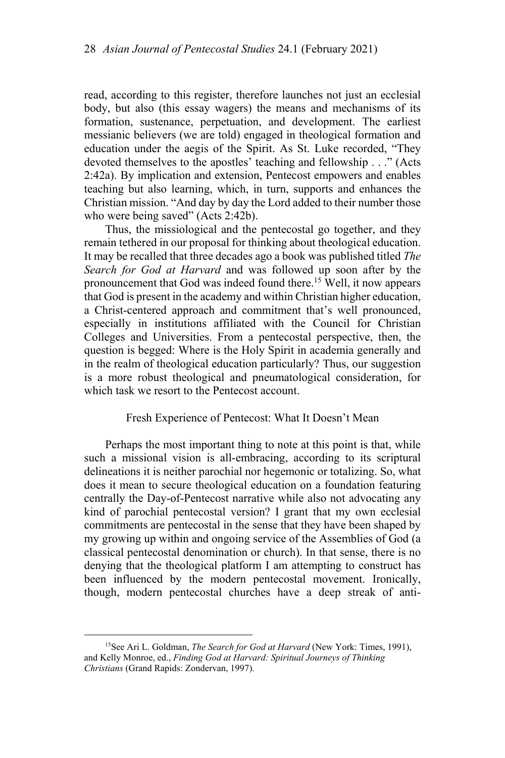read, according to this register, therefore launches not just an ecclesial body, but also (this essay wagers) the means and mechanisms of its formation, sustenance, perpetuation, and development. The earliest messianic believers (we are told) engaged in theological formation and education under the aegis of the Spirit. As St. Luke recorded, "They devoted themselves to the apostles' teaching and fellowship . . ." (Acts 2:42a). By implication and extension, Pentecost empowers and enables teaching but also learning, which, in turn, supports and enhances the Christian mission. "And day by day the Lord added to their number those who were being saved" (Acts 2:42b).

Thus, the missiological and the pentecostal go together, and they remain tethered in our proposal for thinking about theological education. It may be recalled that three decades ago a book was published titled *The Search for God at Harvard* and was followed up soon after by the pronouncement that God was indeed found there.[15] Well, it now appears that God is present in the academy and within Christian higher education, a Christ-centered approach and commitment that's well pronounced, especially in institutions affiliated with the Council for Christian Colleges and Universities. From a pentecostal perspective, then, the question is begged: Where is the Holy Spirit in academia generally and in the realm of theological education particularly? Thus, our suggestion is a more robust theological and pneumatological consideration, for which task we resort to the Pentecost account.

## Fresh Experience of Pentecost: What It Doesn't Mean

Perhaps the most important thing to note at this point is that, while such a missional vision is all-embracing, according to its scriptural delineations it is neither parochial nor hegemonic or totalizing. So, what does it mean to secure theological education on a foundation featuring centrally the Day-of-Pentecost narrative while also not advocating any kind of parochial pentecostal version? I grant that my own ecclesial commitments are pentecostal in the sense that they have been shaped by my growing up within and ongoing service of the Assemblies of God (a classical pentecostal denomination or church). In that sense, there is no denying that the theological platform I am attempting to construct has been influenced by the modern pentecostal movement. Ironically, though, modern pentecostal churches have a deep streak of anti-

[15]See Ari L. Goldman, *The Search for God at Harvard* (New York: Times, 1991), and Kelly Monroe, ed., *Finding God at Harvard: Spiritual Journeys of Thinking Christians* (Grand Rapids: Zondervan, 1997).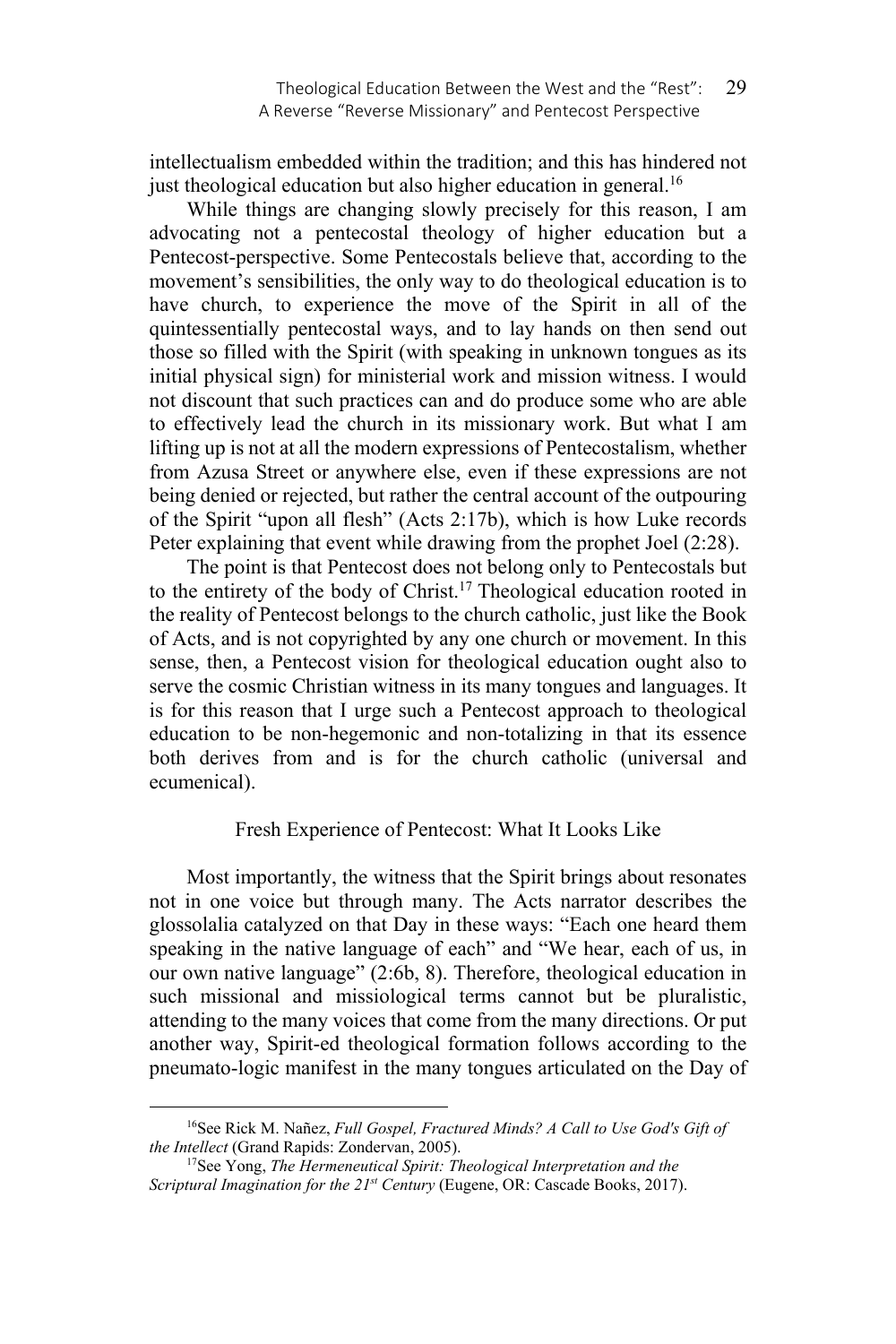intellectualism embedded within the tradition; and this has hindered not just theological education but also higher education in general.[16]

While things are changing slowly precisely for this reason, I am advocating not a pentecostal theology of higher education but a Pentecost-perspective. Some Pentecostals believe that, according to the movement's sensibilities, the only way to do theological education is to have church, to experience the move of the Spirit in all of the quintessentially pentecostal ways, and to lay hands on then send out those so filled with the Spirit (with speaking in unknown tongues as its initial physical sign) for ministerial work and mission witness. I would not discount that such practices can and do produce some who are able to effectively lead the church in its missionary work. But what I am lifting up is not at all the modern expressions of Pentecostalism, whether from Azusa Street or anywhere else, even if these expressions are not being denied or rejected, but rather the central account of the outpouring of the Spirit "upon all flesh" (Acts 2:17b), which is how Luke records Peter explaining that event while drawing from the prophet Joel (2:28).

The point is that Pentecost does not belong only to Pentecostals but to the entirety of the body of Christ.[17] Theological education rooted in the reality of Pentecost belongs to the church catholic, just like the Book of Acts, and is not copyrighted by any one church or movement. In this sense, then, a Pentecost vision for theological education ought also to serve the cosmic Christian witness in its many tongues and languages. It is for this reason that I urge such a Pentecost approach to theological education to be non-hegemonic and non-totalizing in that its essence both derives from and is for the church catholic (universal and ecumenical).

## Fresh Experience of Pentecost: What It Looks Like

Most importantly, the witness that the Spirit brings about resonates not in one voice but through many. The Acts narrator describes the glossolalia catalyzed on that Day in these ways: "Each one heard them speaking in the native language of each" and "We hear, each of us, in our own native language" (2:6b, 8). Therefore, theological education in such missional and missiological terms cannot but be pluralistic, attending to the many voices that come from the many directions. Or put another way, Spirit-ed theological formation follows according to the pneumato-logic manifest in the many tongues articulated on the Day of

---

[16] See Rick M. Nañez, *Full Gospel, Fractured Minds? A Call to Use God's Gift of the Intellect* (Grand Rapids: Zondervan, 2005).

[17] See Yong, *The Hermeneutical Spirit: Theological Interpretation and the Scriptural Imagination for the 21st Century* (Eugene, OR: Cascade Books, 2017).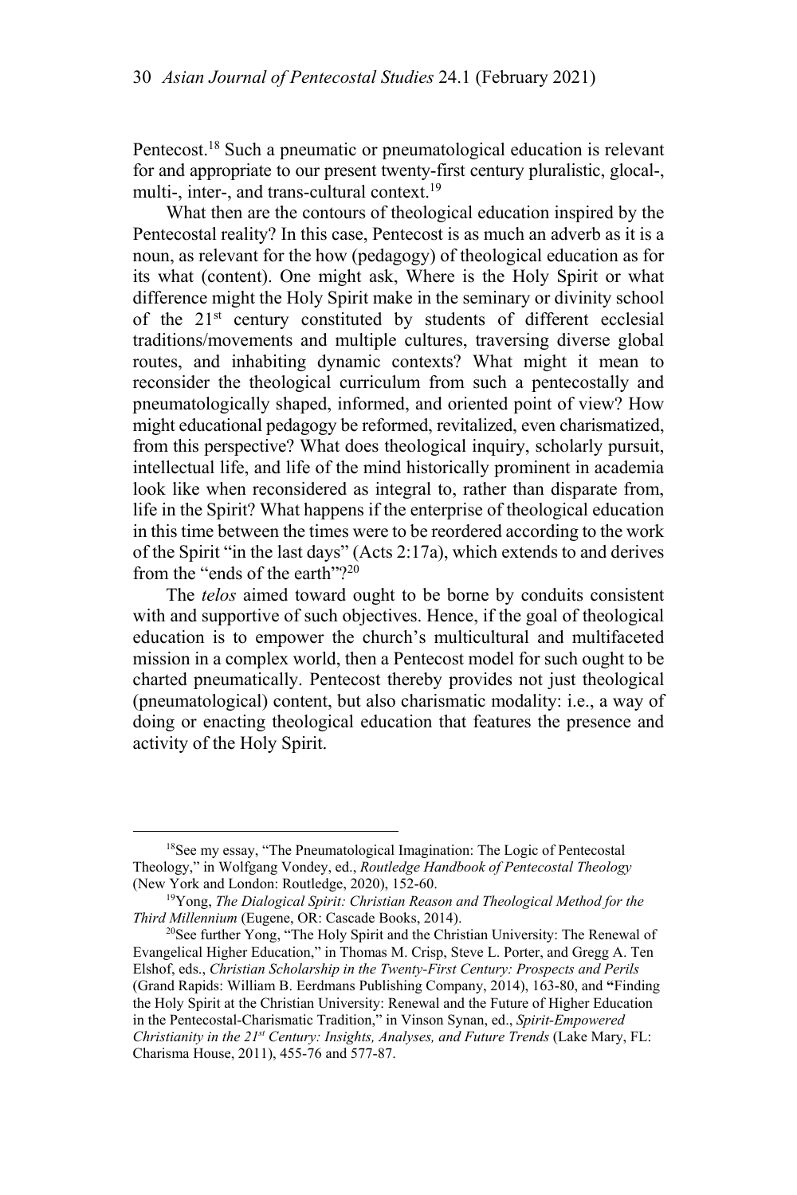Pentecost.[18] Such a pneumatic or pneumatological education is relevant for and appropriate to our present twenty-first century pluralistic, glocal-, multi-, inter-, and trans-cultural context.[19]

What then are the contours of theological education inspired by the Pentecostal reality? In this case, Pentecost is as much an adverb as it is a noun, as relevant for the how (pedagogy) of theological education as for its what (content). One might ask, Where is the Holy Spirit or what difference might the Holy Spirit make in the seminary or divinity school of the 21st century constituted by students of different ecclesial traditions/movements and multiple cultures, traversing diverse global routes, and inhabiting dynamic contexts? What might it mean to reconsider the theological curriculum from such a pentecostally and pneumatologically shaped, informed, and oriented point of view? How might educational pedagogy be reformed, revitalized, even charismatized, from this perspective? What does theological inquiry, scholarly pursuit, intellectual life, and life of the mind historically prominent in academia look like when reconsidered as integral to, rather than disparate from, life in the Spirit? What happens if the enterprise of theological education in this time between the times were to be reordered according to the work of the Spirit "in the last days" (Acts 2:17a), which extends to and derives from the "ends of the earth"?[20]

The *telos* aimed toward ought to be borne by conduits consistent with and supportive of such objectives. Hence, if the goal of theological education is to empower the church's multicultural and multifaceted mission in a complex world, then a Pentecost model for such ought to be charted pneumatically. Pentecost thereby provides not just theological (pneumatological) content, but also charismatic modality: i.e., a way of doing or enacting theological education that features the presence and activity of the Holy Spirit.

---

[18]See my essay, "The Pneumatological Imagination: The Logic of Pentecostal Theology," in Wolfgang Vondey, ed., *Routledge Handbook of Pentecostal Theology* (New York and London: Routledge, 2020), 152-60.

[19]Yong, *The Dialogical Spirit: Christian Reason and Theological Method for the Third Millennium* (Eugene, OR: Cascade Books, 2014).

[20]See further Yong, "The Holy Spirit and the Christian University: The Renewal of Evangelical Higher Education," in Thomas M. Crisp, Steve L. Porter, and Gregg A. Ten Elshof, eds., *Christian Scholarship in the Twenty-First Century: Prospects and Perils* (Grand Rapids: William B. Eerdmans Publishing Company, 2014), 163-80, and "Finding the Holy Spirit at the Christian University: Renewal and the Future of Higher Education in the Pentecostal-Charismatic Tradition," in Vinson Synan, ed., *Spirit-Empowered Christianity in the 21st Century: Insights, Analyses, and Future Trends* (Lake Mary, FL: Charisma House, 2011), 455-76 and 577-87.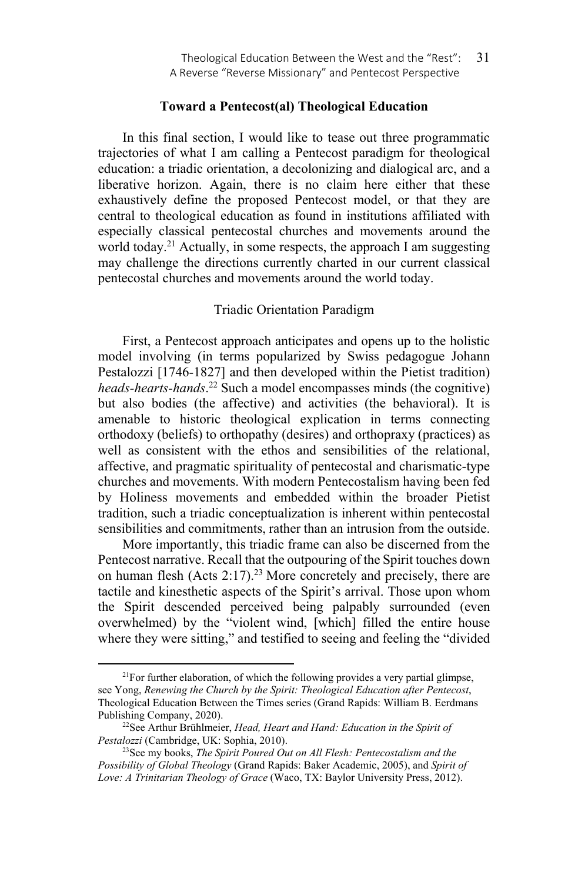## Toward a Pentecost(al) Theological Education

In this final section, I would like to tease out three programmatic trajectories of what I am calling a Pentecost paradigm for theological education: a triadic orientation, a decolonizing and dialogical arc, and a liberative horizon. Again, there is no claim here either that these exhaustively define the proposed Pentecost model, or that they are central to theological education as found in institutions affiliated with especially classical pentecostal churches and movements around the world today.[21] Actually, in some respects, the approach I am suggesting may challenge the directions currently charted in our current classical pentecostal churches and movements around the world today.

### Triadic Orientation Paradigm

First, a Pentecost approach anticipates and opens up to the holistic model involving (in terms popularized by Swiss pedagogue Johann Pestalozzi [1746-1827] and then developed within the Pietist tradition) *heads-hearts-hands*.[22] Such a model encompasses minds (the cognitive) but also bodies (the affective) and activities (the behavioral). It is amenable to historic theological explication in terms connecting orthodoxy (beliefs) to orthopathy (desires) and orthopraxy (practices) as well as consistent with the ethos and sensibilities of the relational, affective, and pragmatic spirituality of pentecostal and charismatic-type churches and movements. With modern Pentecostalism having been fed by Holiness movements and embedded within the broader Pietist tradition, such a triadic conceptualization is inherent within pentecostal sensibilities and commitments, rather than an intrusion from the outside.

More importantly, this triadic frame can also be discerned from the Pentecost narrative. Recall that the outpouring of the Spirit touches down on human flesh (Acts 2:17).[23] More concretely and precisely, there are tactile and kinesthetic aspects of the Spirit's arrival. Those upon whom the Spirit descended perceived being palpably surrounded (even overwhelmed) by the "violent wind, [which] filled the entire house where they were sitting," and testified to seeing and feeling the "divided

---

[21] For further elaboration, of which the following provides a very partial glimpse, see Yong, *Renewing the Church by the Spirit: Theological Education after Pentecost*, Theological Education Between the Times series (Grand Rapids: William B. Eerdmans Publishing Company, 2020).

[22] See Arthur Brühlmeier, *Head, Heart and Hand: Education in the Spirit of Pestalozzi* (Cambridge, UK: Sophia, 2010).

[23] See my books, *The Spirit Poured Out on All Flesh: Pentecostalism and the Possibility of Global Theology* (Grand Rapids: Baker Academic, 2005), and *Spirit of Love: A Trinitarian Theology of Grace* (Waco, TX: Baylor University Press, 2012).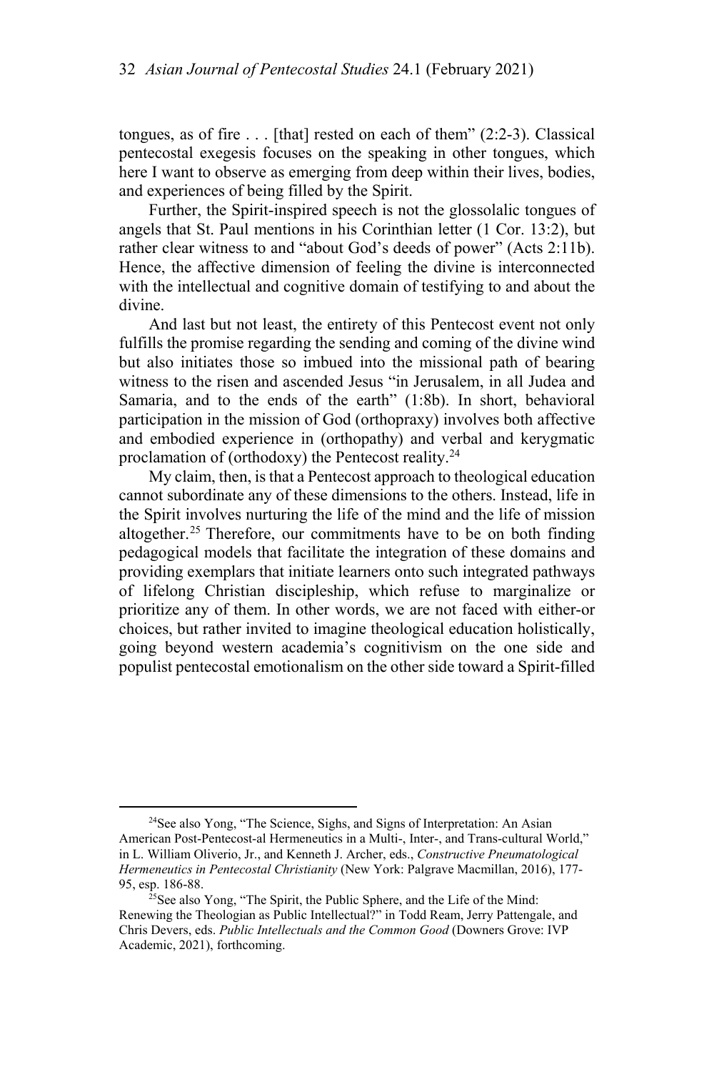tongues, as of fire . . . [that] rested on each of them" (2:2-3). Classical pentecostal exegesis focuses on the speaking in other tongues, which here I want to observe as emerging from deep within their lives, bodies, and experiences of being filled by the Spirit.

Further, the Spirit-inspired speech is not the glossolalic tongues of angels that St. Paul mentions in his Corinthian letter (1 Cor. 13:2), but rather clear witness to and "about God's deeds of power" (Acts 2:11b). Hence, the affective dimension of feeling the divine is interconnected with the intellectual and cognitive domain of testifying to and about the divine.

And last but not least, the entirety of this Pentecost event not only fulfills the promise regarding the sending and coming of the divine wind but also initiates those so imbued into the missional path of bearing witness to the risen and ascended Jesus "in Jerusalem, in all Judea and Samaria, and to the ends of the earth" (1:8b). In short, behavioral participation in the mission of God (orthopraxy) involves both affective and embodied experience in (orthopathy) and verbal and kerygmatic proclamation of (orthodoxy) the Pentecost reality.[24]

My claim, then, is that a Pentecost approach to theological education cannot subordinate any of these dimensions to the others. Instead, life in the Spirit involves nurturing the life of the mind and the life of mission altogether.[25] Therefore, our commitments have to be on both finding pedagogical models that facilitate the integration of these domains and providing exemplars that initiate learners onto such integrated pathways of lifelong Christian discipleship, which refuse to marginalize or prioritize any of them. In other words, we are not faced with either-or choices, but rather invited to imagine theological education holistically, going beyond western academia's cognitivism on the one side and populist pentecostal emotionalism on the other side toward a Spirit-filled

[24]See also Yong, "The Science, Sighs, and Signs of Interpretation: An Asian American Post-Pentecost-al Hermeneutics in a Multi-, Inter-, and Trans-cultural World," in L. William Oliverio, Jr., and Kenneth J. Archer, eds., *Constructive Pneumatological Hermeneutics in Pentecostal Christianity* (New York: Palgrave Macmillan, 2016), 177-95, esp. 186-88.

[25]See also Yong, "The Spirit, the Public Sphere, and the Life of the Mind: Renewing the Theologian as Public Intellectual?" in Todd Ream, Jerry Pattengale, and Chris Devers, eds. *Public Intellectuals and the Common Good* (Downers Grove: IVP Academic, 2021), forthcoming.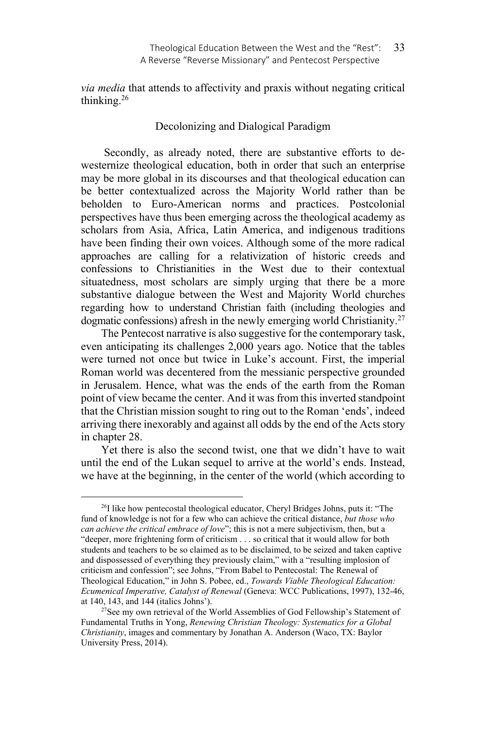*via media* that attends to affectivity and praxis without negating critical thinking.[26]

### Decolonizing and Dialogical Paradigm

Secondly, as already noted, there are substantive efforts to de-westernize theological education, both in order that such an enterprise may be more global in its discourses and that theological education can be better contextualized across the Majority World rather than be beholden to Euro-American norms and practices. Postcolonial perspectives have thus been emerging across the theological academy as scholars from Asia, Africa, Latin America, and indigenous traditions have been finding their own voices. Although some of the more radical approaches are calling for a relativization of historic creeds and confessions to Christianities in the West due to their contextual situatedness, most scholars are simply urging that there be a more substantive dialogue between the West and Majority World churches regarding how to understand Christian faith (including theologies and dogmatic confessions) afresh in the newly emerging world Christianity.[27]

The Pentecost narrative is also suggestive for the contemporary task, even anticipating its challenges 2,000 years ago. Notice that the tables were turned not once but twice in Luke's account. First, the imperial Roman world was decentered from the messianic perspective grounded in Jerusalem. Hence, what was the ends of the earth from the Roman point of view became the center. And it was from this inverted standpoint that the Christian mission sought to ring out to the Roman 'ends', indeed arriving there inexorably and against all odds by the end of the Acts story in chapter 28.

Yet there is also the second twist, one that we didn't have to wait until the end of the Lukan sequel to arrive at the world's ends. Instead, we have at the beginning, in the center of the world (which according to

---

[26] I like how pentecostal theological educator, Cheryl Bridges Johns, puts it: "The fund of knowledge is not for a few who can achieve the critical distance, *but those who can achieve the critical embrace of love*"; this is not a mere subjectivism, then, but a "deeper, more frightening form of criticism . . . so critical that it would allow for both students and teachers to be so claimed as to be disclaimed, to be seized and taken captive and dispossessed of everything they previously claim," with a "resulting implosion of criticism and confession"; see Johns, "From Babel to Pentecostal: The Renewal of Theological Education," in John S. Pobee, ed., *Towards Viable Theological Education: Ecumenical Imperative, Catalyst of Renewal* (Geneva: WCC Publications, 1997), 132-46, at 140, 143, and 144 (italics Johns').

[27] See my own retrieval of the World Assemblies of God Fellowship's Statement of Fundamental Truths in Yong, *Renewing Christian Theology: Systematics for a Global Christianity*, images and commentary by Jonathan A. Anderson (Waco, TX: Baylor University Press, 2014).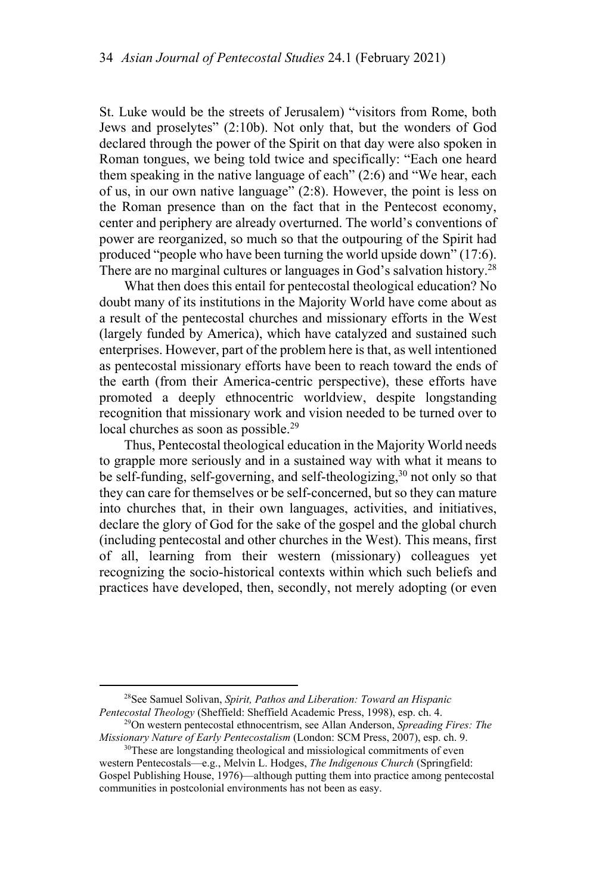St. Luke would be the streets of Jerusalem) "visitors from Rome, both Jews and proselytes" (2:10b). Not only that, but the wonders of God declared through the power of the Spirit on that day were also spoken in Roman tongues, we being told twice and specifically: "Each one heard them speaking in the native language of each" (2:6) and "We hear, each of us, in our own native language" (2:8). However, the point is less on the Roman presence than on the fact that in the Pentecost economy, center and periphery are already overturned. The world's conventions of power are reorganized, so much so that the outpouring of the Spirit had produced "people who have been turning the world upside down" (17:6). There are no marginal cultures or languages in God's salvation history.[28]

What then does this entail for pentecostal theological education? No doubt many of its institutions in the Majority World have come about as a result of the pentecostal churches and missionary efforts in the West (largely funded by America), which have catalyzed and sustained such enterprises. However, part of the problem here is that, as well intentioned as pentecostal missionary efforts have been to reach toward the ends of the earth (from their America-centric perspective), these efforts have promoted a deeply ethnocentric worldview, despite longstanding recognition that missionary work and vision needed to be turned over to local churches as soon as possible.[29]

Thus, Pentecostal theological education in the Majority World needs to grapple more seriously and in a sustained way with what it means to be self-funding, self-governing, and self-theologizing,[30] not only so that they can care for themselves or be self-concerned, but so they can mature into churches that, in their own languages, activities, and initiatives, declare the glory of God for the sake of the gospel and the global church (including pentecostal and other churches in the West). This means, first of all, learning from their western (missionary) colleagues yet recognizing the socio-historical contexts within which such beliefs and practices have developed, then, secondly, not merely adopting (or even

---

[28]See Samuel Solivan, *Spirit, Pathos and Liberation: Toward an Hispanic Pentecostal Theology* (Sheffield: Sheffield Academic Press, 1998), esp. ch. 4.

[29]On western pentecostal ethnocentrism, see Allan Anderson, *Spreading Fires: The Missionary Nature of Early Pentecostalism* (London: SCM Press, 2007), esp. ch. 9.

[30]These are longstanding theological and missiological commitments of even western Pentecostals—e.g., Melvin L. Hodges, *The Indigenous Church* (Springfield: Gospel Publishing House, 1976)—although putting them into practice among pentecostal communities in postcolonial environments has not been as easy.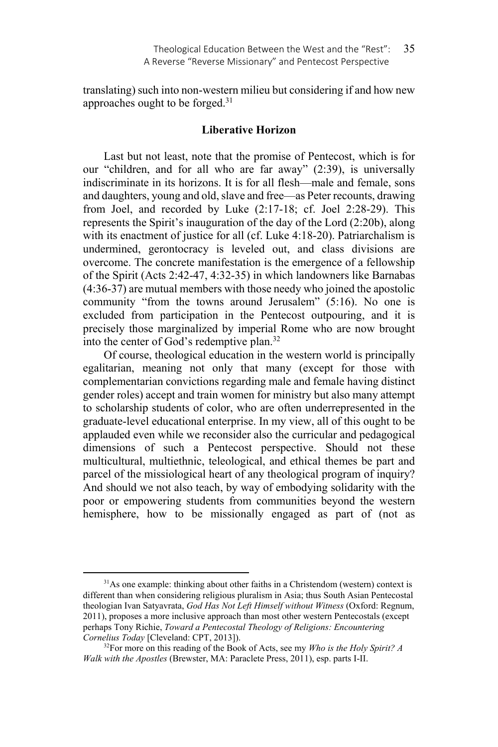translating) such into non-western milieu but considering if and how new approaches ought to be forged.[31]

### Liberative Horizon

Last but not least, note that the promise of Pentecost, which is for our "children, and for all who are far away" (2:39), is universally indiscriminate in its horizons. It is for all flesh—male and female, sons and daughters, young and old, slave and free—as Peter recounts, drawing from Joel, and recorded by Luke (2:17-18; cf. Joel 2:28-29). This represents the Spirit's inauguration of the day of the Lord (2:20b), along with its enactment of justice for all (cf. Luke 4:18-20). Patriarchalism is undermined, gerontocracy is leveled out, and class divisions are overcome. The concrete manifestation is the emergence of a fellowship of the Spirit (Acts 2:42-47, 4:32-35) in which landowners like Barnabas (4:36-37) are mutual members with those needy who joined the apostolic community "from the towns around Jerusalem" (5:16). No one is excluded from participation in the Pentecost outpouring, and it is precisely those marginalized by imperial Rome who are now brought into the center of God's redemptive plan.[32]

Of course, theological education in the western world is principally egalitarian, meaning not only that many (except for those with complementarian convictions regarding male and female having distinct gender roles) accept and train women for ministry but also many attempt to scholarship students of color, who are often underrepresented in the graduate-level educational enterprise. In my view, all of this ought to be applauded even while we reconsider also the curricular and pedagogical dimensions of such a Pentecost perspective. Should not these multicultural, multiethnic, teleological, and ethical themes be part and parcel of the missiological heart of any theological program of inquiry? And should we not also teach, by way of embodying solidarity with the poor or empowering students from communities beyond the western hemisphere, how to be missionally engaged as part of (not as

---

[31]As one example: thinking about other faiths in a Christendom (western) context is different than when considering religious pluralism in Asia; thus South Asian Pentecostal theologian Ivan Satyavrata, *God Has Not Left Himself without Witness* (Oxford: Regnum, 2011), proposes a more inclusive approach than most other western Pentecostals (except perhaps Tony Richie, *Toward a Pentecostal Theology of Religions: Encountering Cornelius Today* [Cleveland: CPT, 2013]).

[32]For more on this reading of the Book of Acts, see my *Who is the Holy Spirit? A Walk with the Apostles* (Brewster, MA: Paraclete Press, 2011), esp. parts I-II.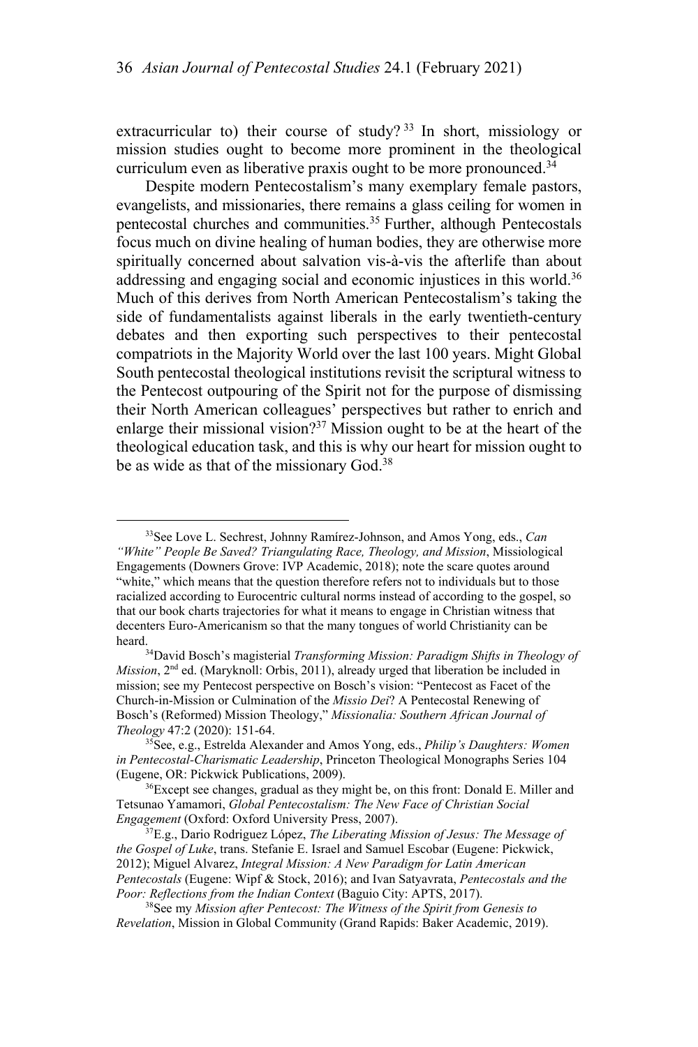extracurricular to) their course of study?[33] In short, missiology or mission studies ought to become more prominent in the theological curriculum even as liberative praxis ought to be more pronounced.[34]

Despite modern Pentecostalism's many exemplary female pastors, evangelists, and missionaries, there remains a glass ceiling for women in pentecostal churches and communities.[35] Further, although Pentecostals focus much on divine healing of human bodies, they are otherwise more spiritually concerned about salvation vis-à-vis the afterlife than about addressing and engaging social and economic injustices in this world.[36] Much of this derives from North American Pentecostalism's taking the side of fundamentalists against liberals in the early twentieth-century debates and then exporting such perspectives to their pentecostal compatriots in the Majority World over the last 100 years. Might Global South pentecostal theological institutions revisit the scriptural witness to the Pentecost outpouring of the Spirit not for the purpose of dismissing their North American colleagues' perspectives but rather to enrich and enlarge their missional vision?[37] Mission ought to be at the heart of the theological education task, and this is why our heart for mission ought to be as wide as that of the missionary God.[38]

---

[33]See Love L. Sechrest, Johnny Ramírez-Johnson, and Amos Yong, eds., *Can "White" People Be Saved? Triangulating Race, Theology, and Mission*, Missiological Engagements (Downers Grove: IVP Academic, 2018); note the scare quotes around "white," which means that the question therefore refers not to individuals but to those racialized according to Eurocentric cultural norms instead of according to the gospel, so that our book charts trajectories for what it means to engage in Christian witness that decenters Euro-Americanism so that the many tongues of world Christianity can be heard.

[34]David Bosch's magisterial *Transforming Mission: Paradigm Shifts in Theology of Mission*, 2nd ed. (Maryknoll: Orbis, 2011), already urged that liberation be included in mission; see my Pentecost perspective on Bosch's vision: "Pentecost as Facet of the Church-in-Mission or Culmination of the *Missio Dei*? A Pentecostal Renewing of Bosch's (Reformed) Mission Theology," *Missionalia: Southern African Journal of Theology* 47:2 (2020): 151-64.

[35]See, e.g., Estrelda Alexander and Amos Yong, eds., *Philip's Daughters: Women in Pentecostal-Charismatic Leadership*, Princeton Theological Monographs Series 104 (Eugene, OR: Pickwick Publications, 2009).

[36]Except see changes, gradual as they might be, on this front: Donald E. Miller and Tetsunao Yamamori, *Global Pentecostalism: The New Face of Christian Social Engagement* (Oxford: Oxford University Press, 2007).

[37]E.g., Dario Rodriguez López, *The Liberating Mission of Jesus: The Message of the Gospel of Luke*, trans. Stefanie E. Israel and Samuel Escobar (Eugene: Pickwick, 2012); Miguel Alvarez, *Integral Mission: A New Paradigm for Latin American Pentecostals* (Eugene: Wipf & Stock, 2016); and Ivan Satyavrata, *Pentecostals and the Poor: Reflections from the Indian Context* (Baguio City: APTS, 2017).

[38]See my *Mission after Pentecost: The Witness of the Spirit from Genesis to Revelation*, Mission in Global Community (Grand Rapids: Baker Academic, 2019).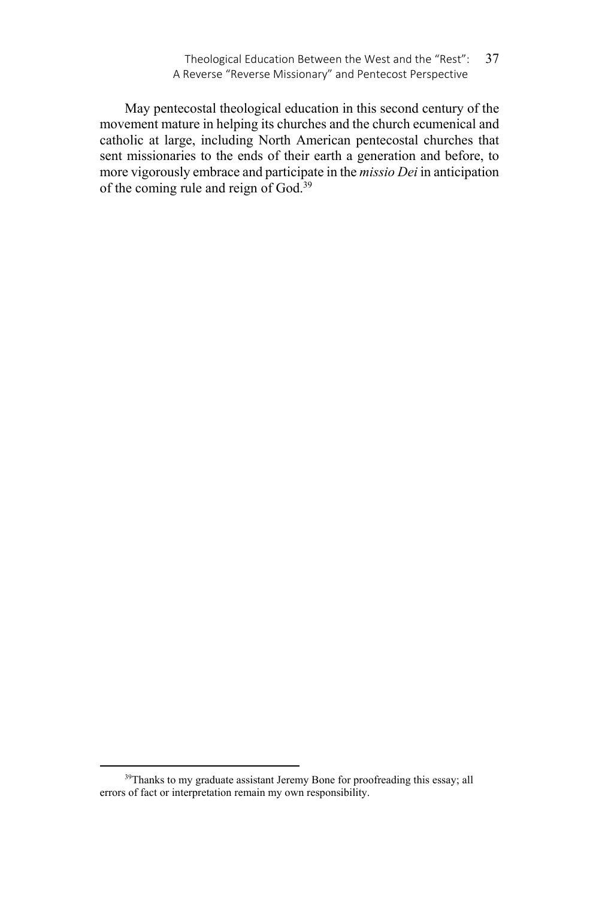May pentecostal theological education in this second century of the movement mature in helping its churches and the church ecumenical and catholic at large, including North American pentecostal churches that sent missionaries to the ends of their earth a generation and before, to more vigorously embrace and participate in the *missio Dei* in anticipation of the coming rule and reign of God.[39]

[39]Thanks to my graduate assistant Jeremy Bone for proofreading this essay; all errors of fact or interpretation remain my own responsibility.